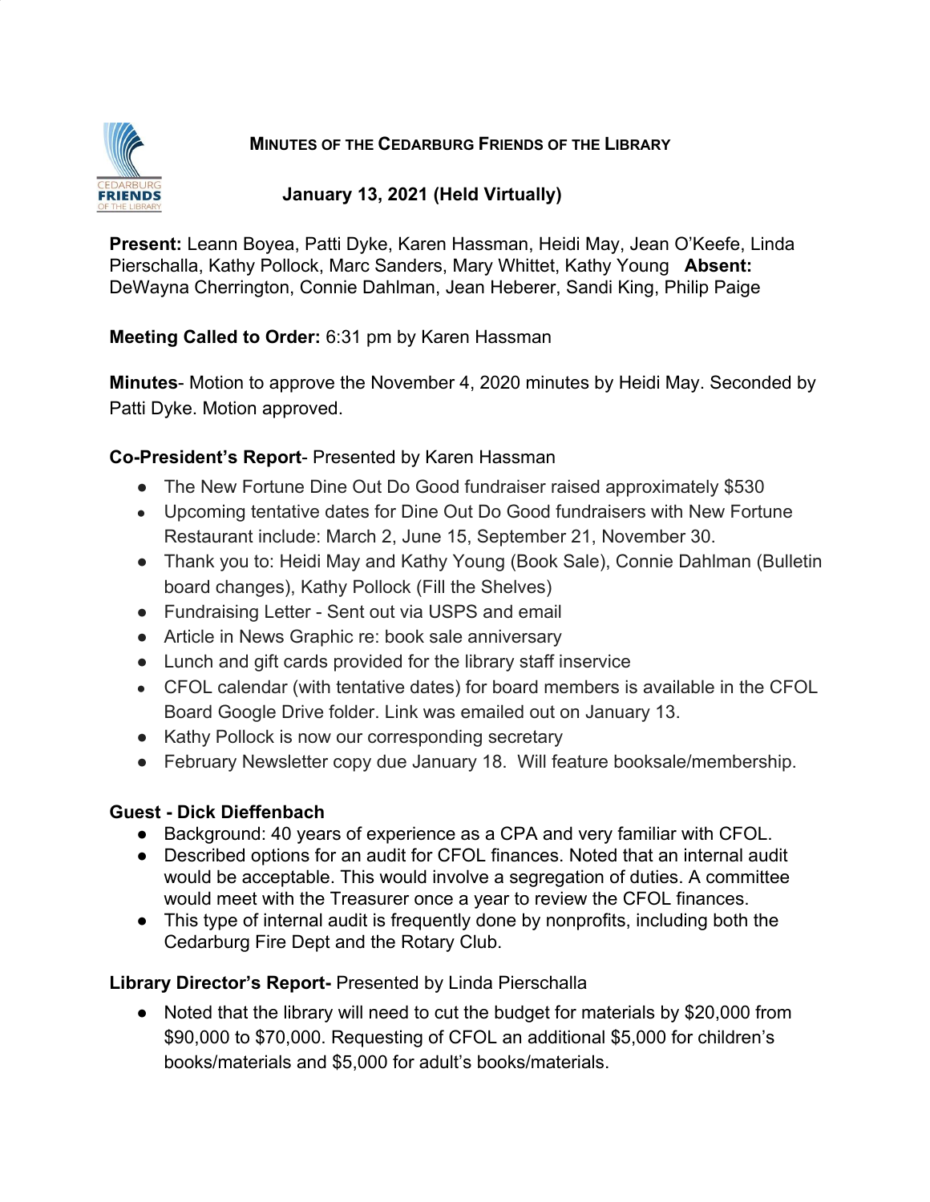# MINUTES OF THE CEDARBURG FRIENDS OF THE LIBRARY

## January 13, 2021 (Held Virtually)

**Present:** Leann Boyea, Patti Dyke, Karen Hassman, Heidi May, Jean O'Keefe, Linda Pierschalla, Kathy Pollock, Marc Sanders, Mary Whittet, Kathy Young **Absent:** DeWayna Cherrington, Connie Dahlman, Jean Heberer, Sandi King, Philip Paige

**Meeting Called to Order:** 6:31 pm by Karen Hassman

**Minutes**- Motion to approve the November 4, 2020 minutes by Heidi May. Seconded by Patti Dyke. Motion approved.

**Co-President's Report**- Presented by Karen Hassman

- The New Fortune Dine Out Do Good fundraiser raised approximately $530
- Upcoming tentative dates for Dine Out Do Good fundraisers with New Fortune Restaurant include: March 2, June 15, September 21, November 30.
- Thank you to: Heidi May and Kathy Young (Book Sale), Connie Dahlman (Bulletin board changes), Kathy Pollock (Fill the Shelves)
- Fundraising Letter - Sent out via USPS and email
- Article in News Graphic re: book sale anniversary
- Lunch and gift cards provided for the library staff inservice
- CFOL calendar (with tentative dates) for board members is available in the CFOL Board Google Drive folder. Link was emailed out on January 13.
- Kathy Pollock is now our corresponding secretary
- February Newsletter copy due January 18. Will feature booksale/membership.

**Guest - Dick Dieffenbach**

- Background: 40 years of experience as a CPA and very familiar with CFOL.
- Described options for an audit for CFOL finances. Noted that an internal audit would be acceptable. This would involve a segregation of duties. A committee would meet with the Treasurer once a year to review the CFOL finances.
- This type of internal audit is frequently done by nonprofits, including both the Cedarburg Fire Dept and the Rotary Club.

**Library Director's Report-** Presented by Linda Pierschalla

- Noted that the library will need to cut the budget for materials by $20,000 from $90,000 to $70,000. Requesting of CFOL an additional $5,000 for children's books/materials and $5,000 for adult's books/materials.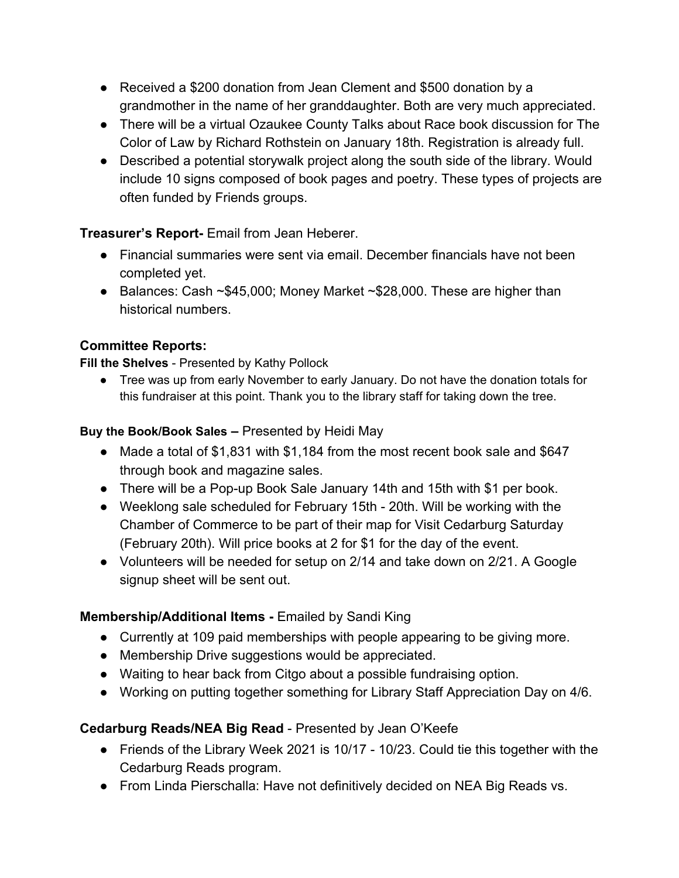- Received a $200 donation from Jean Clement and $500 donation by a grandmother in the name of her granddaughter. Both are very much appreciated.
- There will be a virtual Ozaukee County Talks about Race book discussion for The Color of Law by Richard Rothstein on January 18th. Registration is already full.
- Described a potential storywalk project along the south side of the library. Would include 10 signs composed of book pages and poetry. These types of projects are often funded by Friends groups.

**Treasurer's Report-** Email from Jean Heberer.

- Financial summaries were sent via email. December financials have not been completed yet.
- Balances: Cash ~$45,000; Money Market ~$28,000. These are higher than historical numbers.

**Committee Reports:**

**Fill the Shelves** - Presented by Kathy Pollock

- Tree was up from early November to early January. Do not have the donation totals for this fundraiser at this point. Thank you to the library staff for taking down the tree.

**Buy the Book/Book Sales –** Presented by Heidi May

- Made a total of $1,831 with $1,184 from the most recent book sale and $647 through book and magazine sales.
- There will be a Pop-up Book Sale January 14th and 15th with $1 per book.
- Weeklong sale scheduled for February 15th - 20th. Will be working with the Chamber of Commerce to be part of their map for Visit Cedarburg Saturday (February 20th). Will price books at 2 for $1 for the day of the event.
- Volunteers will be needed for setup on 2/14 and take down on 2/21. A Google signup sheet will be sent out.

**Membership/Additional Items -** Emailed by Sandi King

- Currently at 109 paid memberships with people appearing to be giving more.
- Membership Drive suggestions would be appreciated.
- Waiting to hear back from Citgo about a possible fundraising option.
- Working on putting together something for Library Staff Appreciation Day on 4/6.

**Cedarburg Reads/NEA Big Read** - Presented by Jean O'Keefe

- Friends of the Library Week 2021 is 10/17 - 10/23. Could tie this together with the Cedarburg Reads program.
- From Linda Pierschalla: Have not definitively decided on NEA Big Reads vs.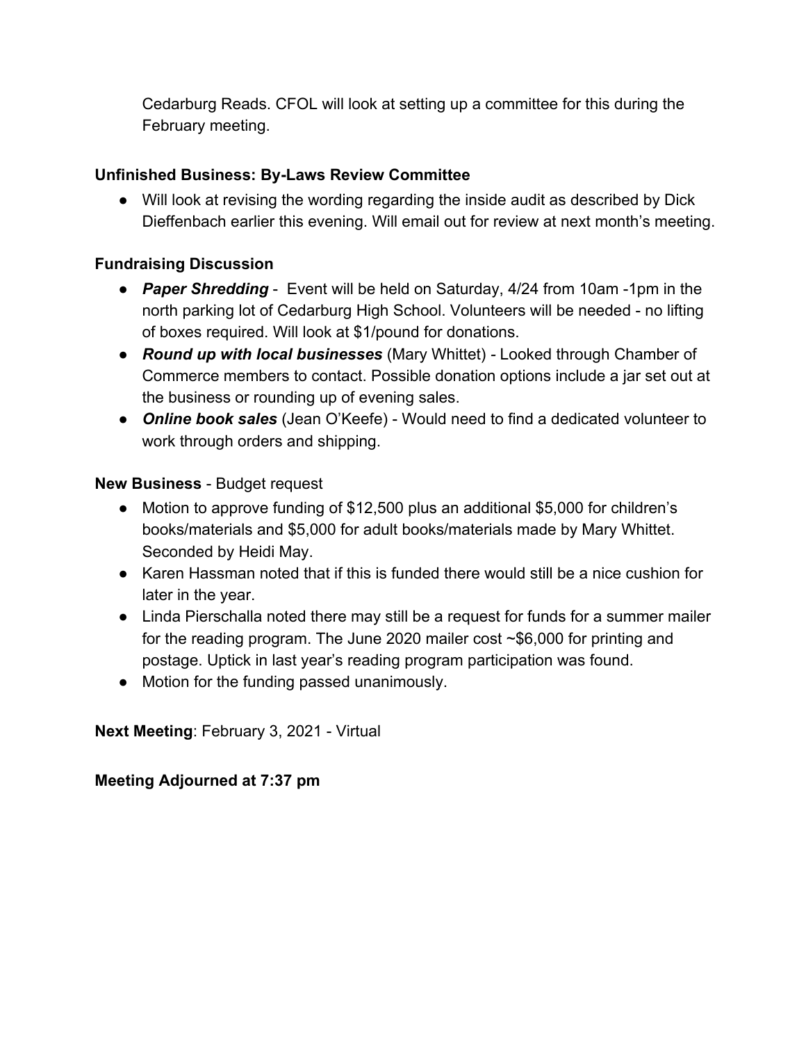Cedarburg Reads. CFOL will look at setting up a committee for this during the February meeting.

**Unfinished Business: By-Laws Review Committee**

- Will look at revising the wording regarding the inside audit as described by Dick Dieffenbach earlier this evening. Will email out for review at next month's meeting.

**Fundraising Discussion**

- ***Paper Shredding*** - Event will be held on Saturday, 4/24 from 10am -1pm in the north parking lot of Cedarburg High School. Volunteers will be needed - no lifting of boxes required. Will look at $1/pound for donations.
- ***Round up with local businesses*** (Mary Whittet) - Looked through Chamber of Commerce members to contact. Possible donation options include a jar set out at the business or rounding up of evening sales.
- ***Online book sales*** (Jean O'Keefe) - Would need to find a dedicated volunteer to work through orders and shipping.

**New Business** - Budget request

- Motion to approve funding of $12,500 plus an additional $5,000 for children's books/materials and $5,000 for adult books/materials made by Mary Whittet. Seconded by Heidi May.
- Karen Hassman noted that if this is funded there would still be a nice cushion for later in the year.
- Linda Pierschalla noted there may still be a request for funds for a summer mailer for the reading program. The June 2020 mailer cost ~$6,000 for printing and postage. Uptick in last year's reading program participation was found.
- Motion for the funding passed unanimously.

**Next Meeting**: February 3, 2021 - Virtual

**Meeting Adjourned at 7:37 pm**